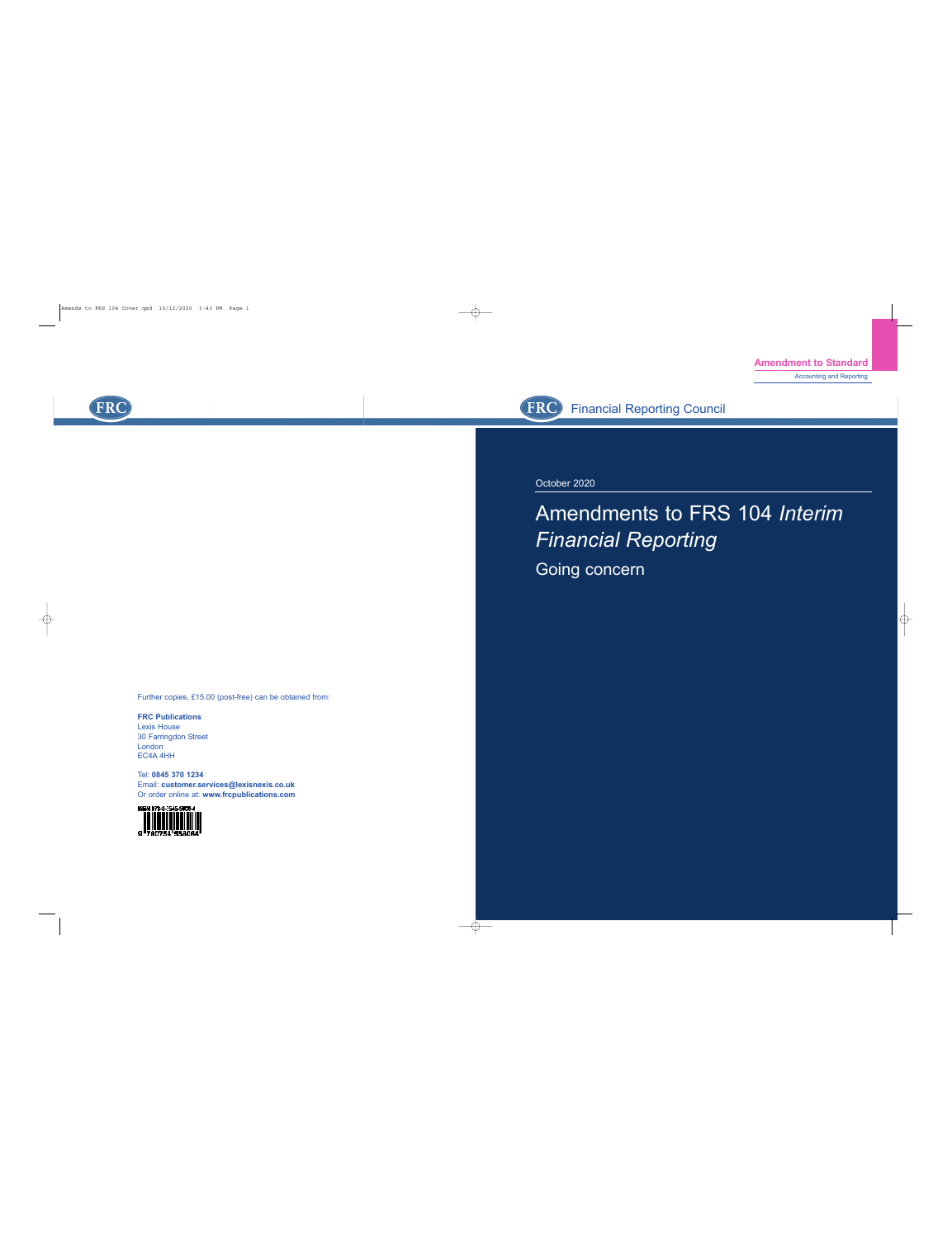Amendment to Standard

Accounting and Reporting

FRC Financial Reporting Council

October 2020

# Amendments to FRS 104 *Interim Financial Reporting*

## Going concern

Further copies, £15.00 (post-free) can be obtained from:

**FRC Publications**
Lexis House
30 Farringdon Street
London
EC4A 4HH

Tel: **0845 370 1234**
Email: **customer.services@lexisnexis.co.uk**
Or order online at: **www.frcpublications.com**

ISBN 978-0-7545-5806-4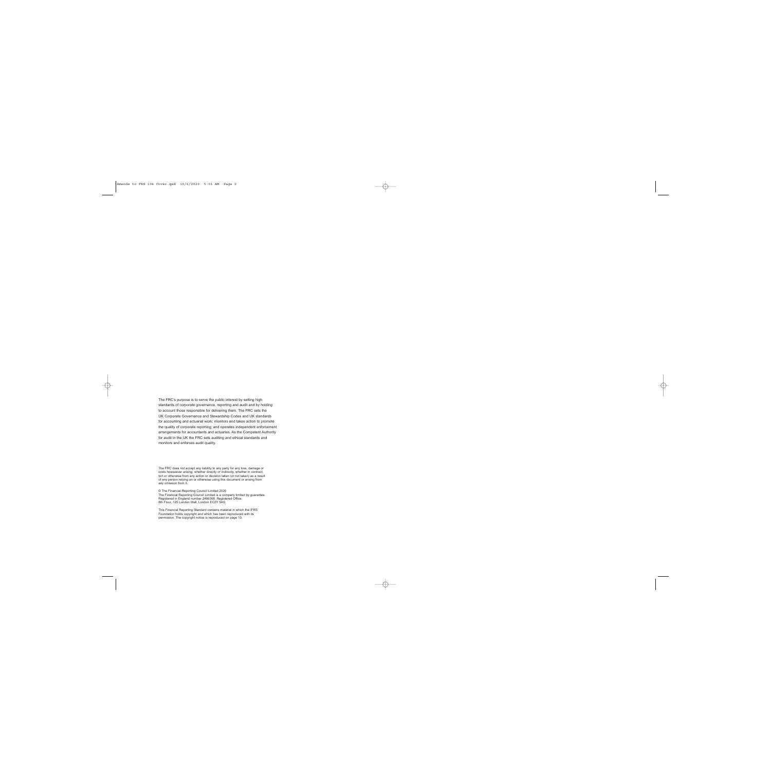The FRC's purpose is to serve the public interest by setting high standards of corporate governance, reporting and audit and by holding to account those responsible for delivering them. The FRC sets the UK Corporate Governance and Stewardship Codes and UK standards for accounting and actuarial work; monitors and takes action to promote the quality of corporate reporting; and operates independent enforcement arrangements for accountants and actuaries. As the Competent Authority for audit in the UK the FRC sets auditing and ethical standards and monitors and enforces audit quality.

The FRC does not accept any liability to any party for any loss, damage or costs howsoever arising, whether directly or indirectly, whether in contract, tort or otherwise from any action or decision taken (or not taken) as a result of any person relying on or otherwise using this document or arising from any omission from it.

© The Financial Reporting Council Limited 2020
The Financial Reporting Council Limited is a company limited by guarantee. Registered in England number 2486368. Registered Office: 8th Floor, 125 London Wall, London EC2Y 5AS

This Financial Reporting Standard contains material in which the IFRS Foundation holds copyright and which has been reproduced with its permission. The copyright notice is reproduced on page 10.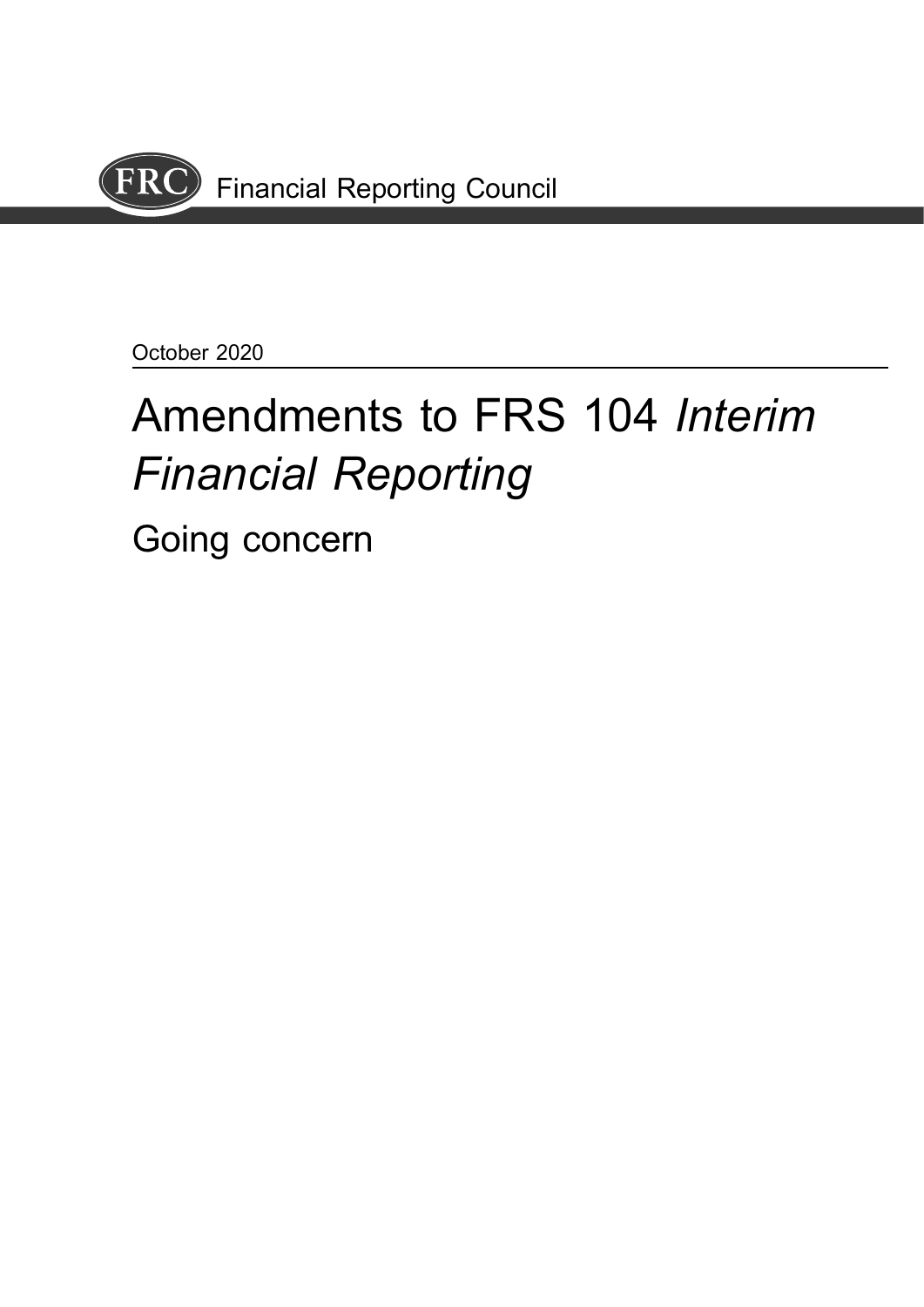Financial Reporting Council

October 2020

# Amendments to FRS 104 *Interim Financial Reporting*

## Going concern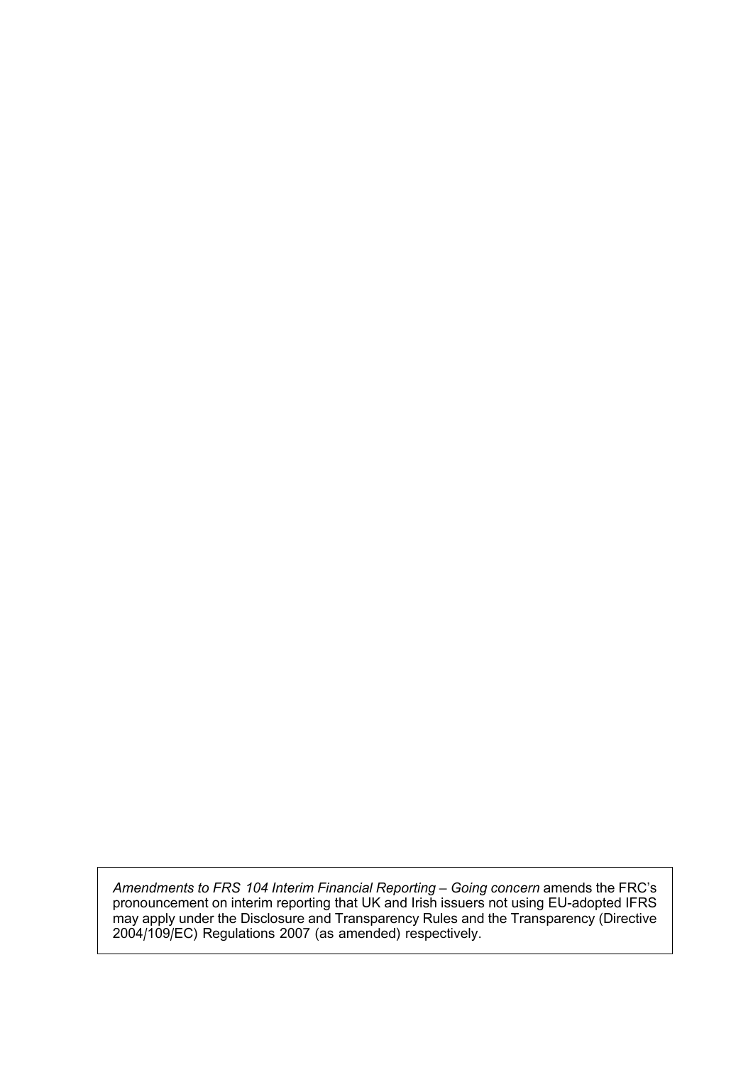*Amendments to FRS 104 Interim Financial Reporting – Going concern* amends the FRC's pronouncement on interim reporting that UK and Irish issuers not using EU-adopted IFRS may apply under the Disclosure and Transparency Rules and the Transparency (Directive 2004/109/EC) Regulations 2007 (as amended) respectively.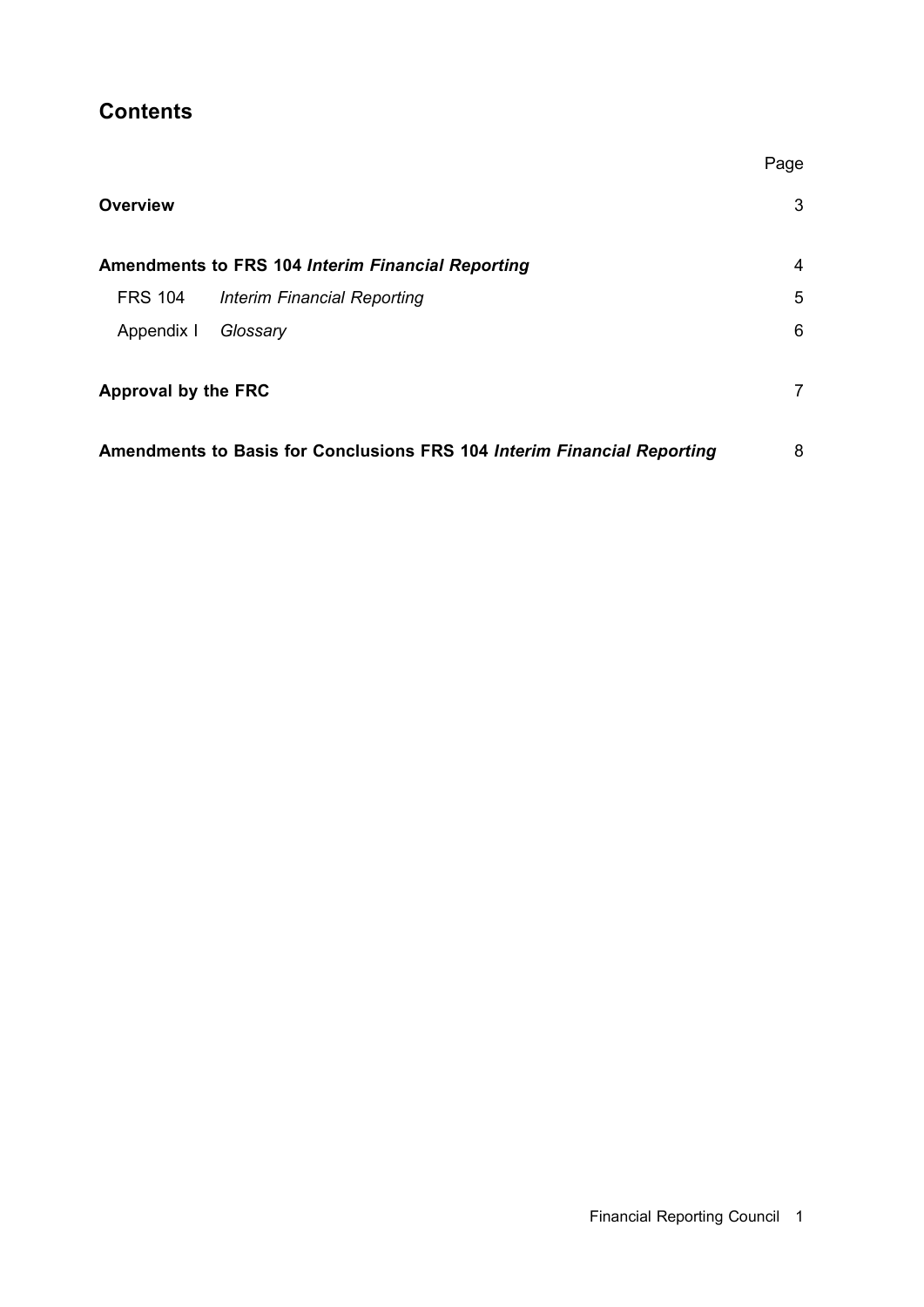# Contents

| | Page |
|---|---|
| **Overview** | 3 |
| **Amendments to FRS 104 *Interim Financial Reporting*** | 4 |
| FRS 104 *Interim Financial Reporting* | 5 |
| Appendix I *Glossary* | 6 |
| **Approval by the FRC** | 7 |
| **Amendments to Basis for Conclusions FRS 104 *Interim Financial Reporting*** | 8 |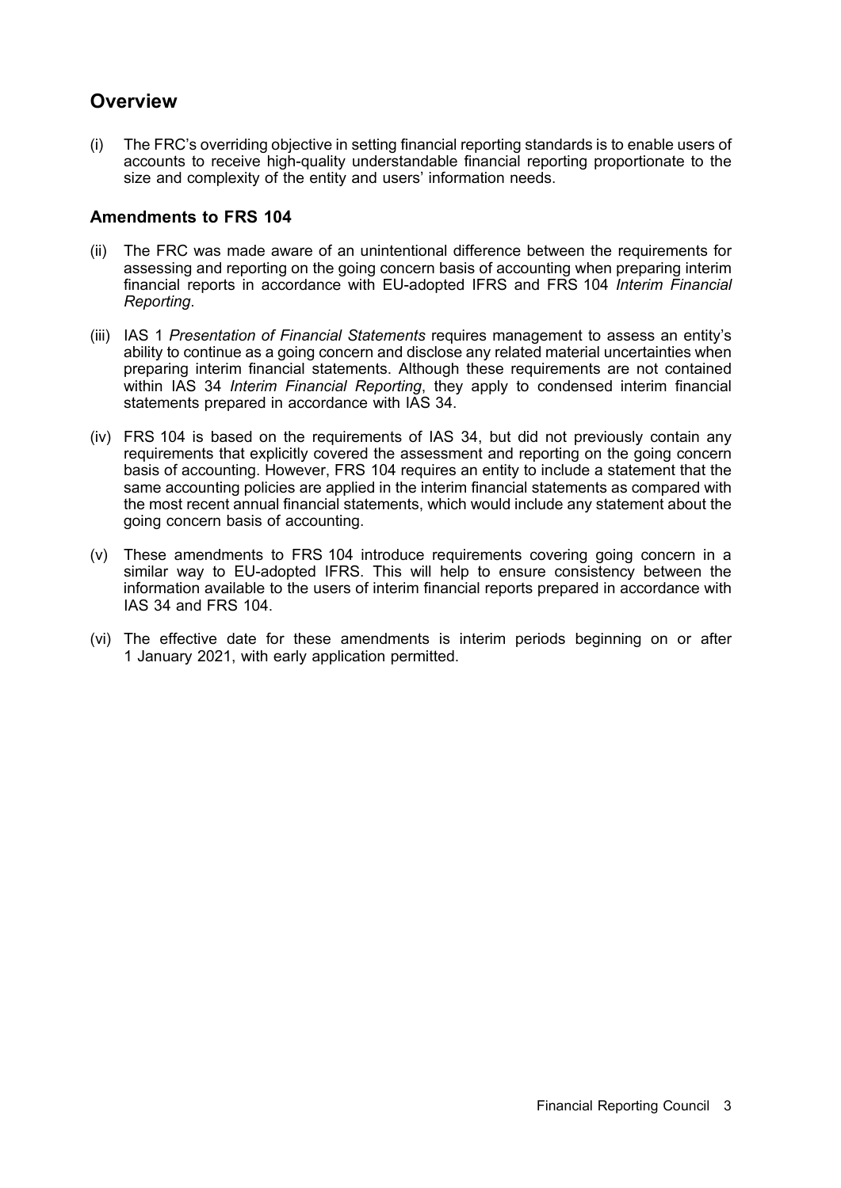## Overview

(i) The FRC's overriding objective in setting financial reporting standards is to enable users of accounts to receive high-quality understandable financial reporting proportionate to the size and complexity of the entity and users' information needs.

### Amendments to FRS 104

(ii) The FRC was made aware of an unintentional difference between the requirements for assessing and reporting on the going concern basis of accounting when preparing interim financial reports in accordance with EU-adopted IFRS and FRS 104 *Interim Financial Reporting*.

(iii) IAS 1 *Presentation of Financial Statements* requires management to assess an entity's ability to continue as a going concern and disclose any related material uncertainties when preparing interim financial statements. Although these requirements are not contained within IAS 34 *Interim Financial Reporting*, they apply to condensed interim financial statements prepared in accordance with IAS 34.

(iv) FRS 104 is based on the requirements of IAS 34, but did not previously contain any requirements that explicitly covered the assessment and reporting on the going concern basis of accounting. However, FRS 104 requires an entity to include a statement that the same accounting policies are applied in the interim financial statements as compared with the most recent annual financial statements, which would include any statement about the going concern basis of accounting.

(v) These amendments to FRS 104 introduce requirements covering going concern in a similar way to EU-adopted IFRS. This will help to ensure consistency between the information available to the users of interim financial reports prepared in accordance with IAS 34 and FRS 104.

(vi) The effective date for these amendments is interim periods beginning on or after 1 January 2021, with early application permitted.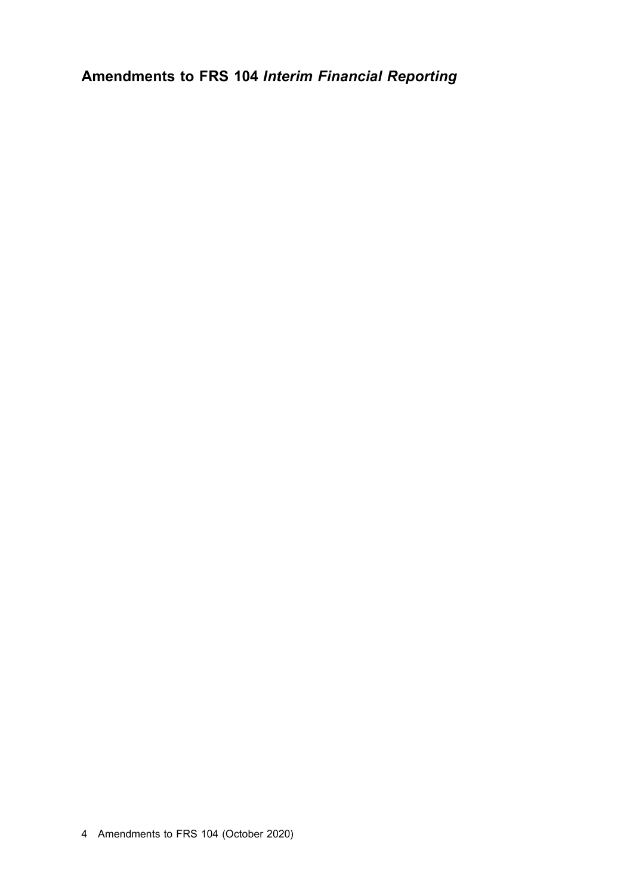# Amendments to FRS 104 *Interim Financial Reporting*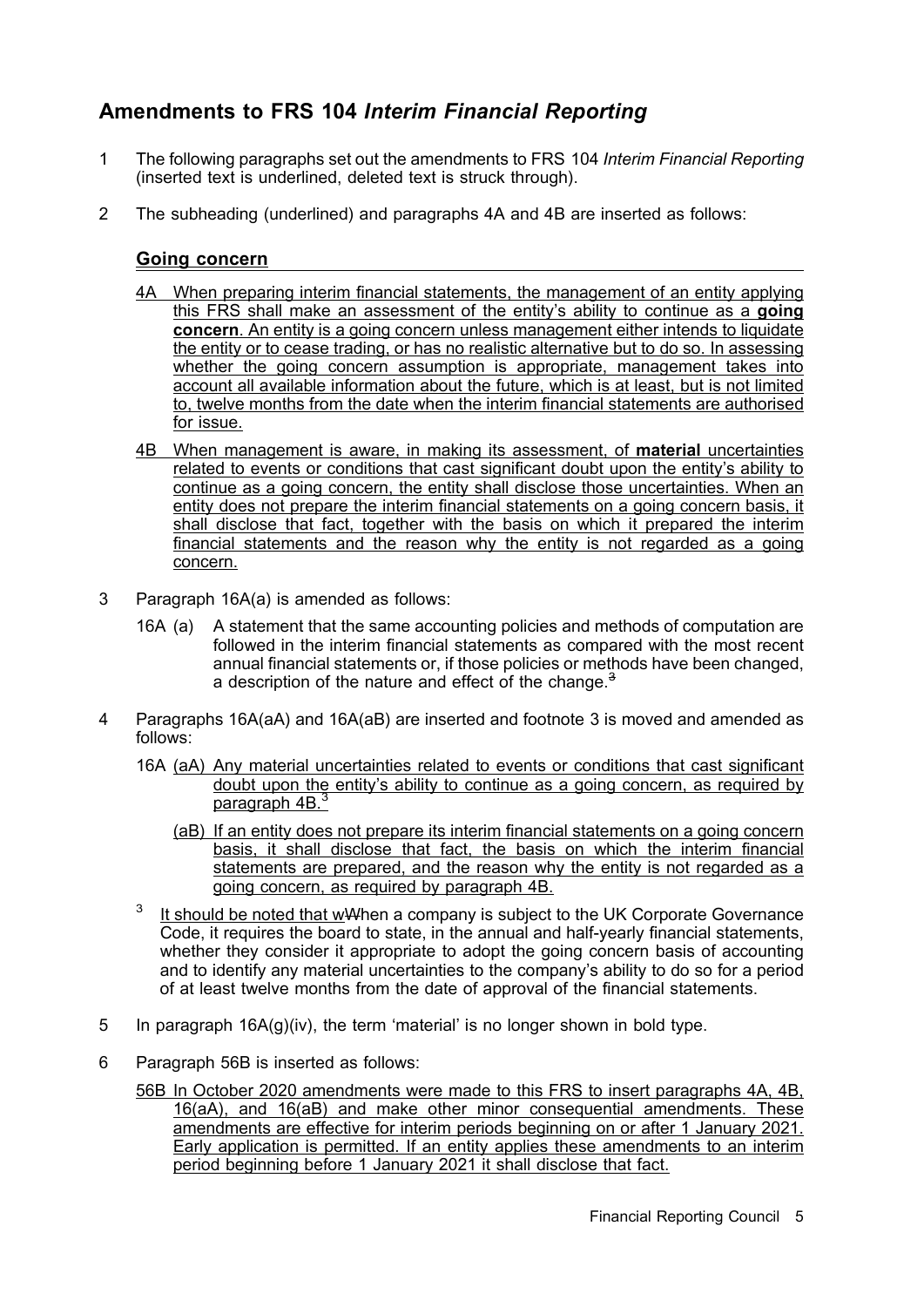## Amendments to FRS 104 *Interim Financial Reporting*

1 The following paragraphs set out the amendments to FRS 104 *Interim Financial Reporting* (inserted text is underlined, deleted text is struck through).

2 The subheading (underlined) and paragraphs 4A and 4B are inserted as follows:

### <u>Going concern</u>

<u>4A When preparing interim financial statements, the management of an entity applying this FRS shall make an assessment of the entity's ability to continue as a **going concern**. An entity is a going concern unless management either intends to liquidate the entity or to cease trading, or has no realistic alternative but to do so. In assessing whether the going concern assumption is appropriate, management takes into account all available information about the future, which is at least, but is not limited to, twelve months from the date when the interim financial statements are authorised for issue.</u>

<u>4B When management is aware, in making its assessment, of **material** uncertainties related to events or conditions that cast significant doubt upon the entity's ability to continue as a going concern, the entity shall disclose those uncertainties. When an entity does not prepare the interim financial statements on a going concern basis, it shall disclose that fact, together with the basis on which it prepared the interim financial statements and the reason why the entity is not regarded as a going concern.</u>

3 Paragraph 16A(a) is amended as follows:

16A (a) A statement that the same accounting policies and methods of computation are followed in the interim financial statements as compared with the most recent annual financial statements or, if those policies or methods have been changed, a description of the nature and effect of the change.~~[3]~~

4 Paragraphs 16A(aA) and 16A(aB) are inserted and footnote 3 is moved and amended as follows:

16A <u>(aA) Any material uncertainties related to events or conditions that cast significant doubt upon the entity's ability to continue as a going concern, as required by paragraph 4B.[3]</u>

<u>(aB) If an entity does not prepare its interim financial statements on a going concern basis, it shall disclose that fact, the basis on which the interim financial statements are prepared, and the reason why the entity is not regarded as a going concern, as required by paragraph 4B.</u>

[3] <u>It should be noted that w</u>~~W~~hen a company is subject to the UK Corporate Governance Code, it requires the board to state, in the annual and half-yearly financial statements, whether they consider it appropriate to adopt the going concern basis of accounting and to identify any material uncertainties to the company's ability to do so for a period of at least twelve months from the date of approval of the financial statements.

5 In paragraph 16A(g)(iv), the term 'material' is no longer shown in bold type.

6 Paragraph 56B is inserted as follows:

<u>56B In October 2020 amendments were made to this FRS to insert paragraphs 4A, 4B, 16(aA), and 16(aB) and make other minor consequential amendments. These amendments are effective for interim periods beginning on or after 1 January 2021. Early application is permitted. If an entity applies these amendments to an interim period beginning before 1 January 2021 it shall disclose that fact.</u>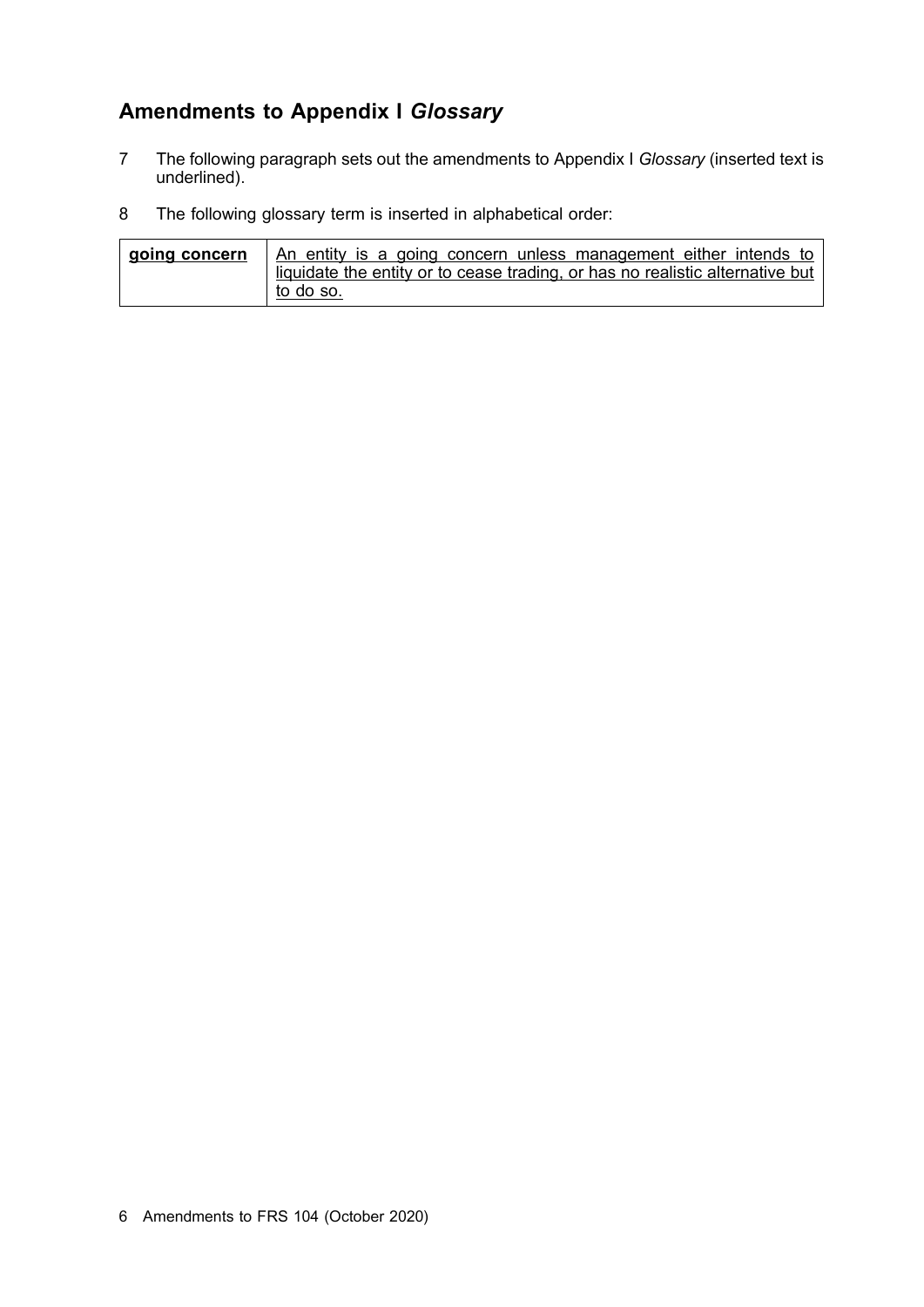## Amendments to Appendix I *Glossary*

7 The following paragraph sets out the amendments to Appendix I *Glossary* (inserted text is underlined).

8 The following glossary term is inserted in alphabetical order:

| **going concern** | An entity is a going concern unless management either intends to liquidate the entity or to cease trading, or has no realistic alternative but to do so. |
|---|---|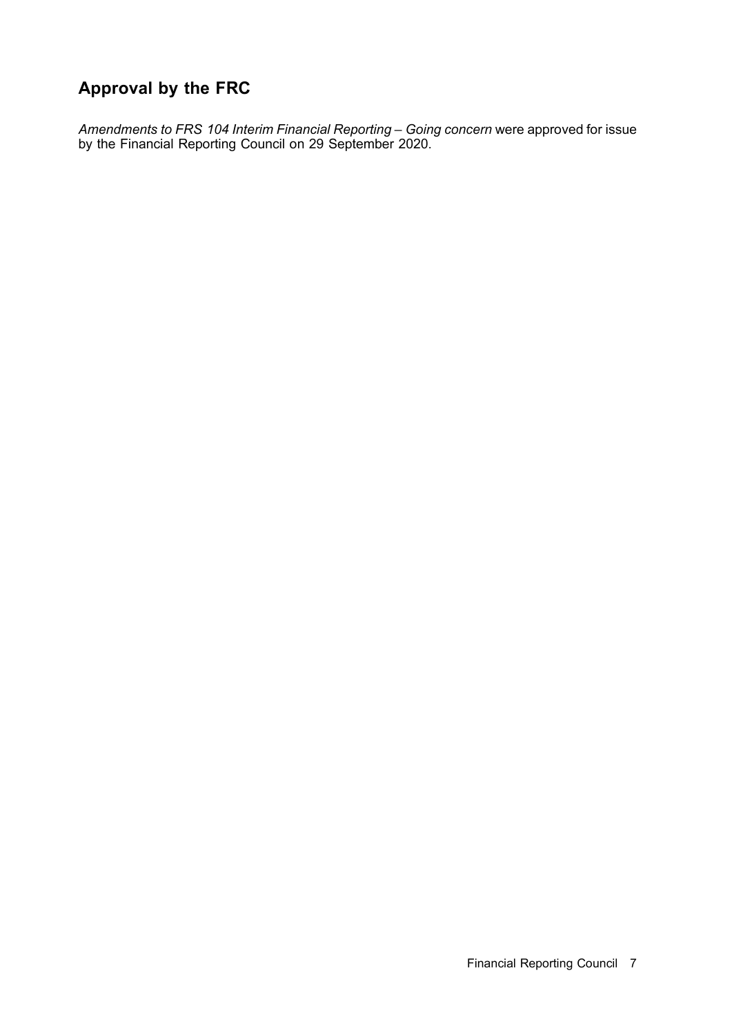## Approval by the FRC

*Amendments to FRS 104 Interim Financial Reporting – Going concern* were approved for issue by the Financial Reporting Council on 29 September 2020.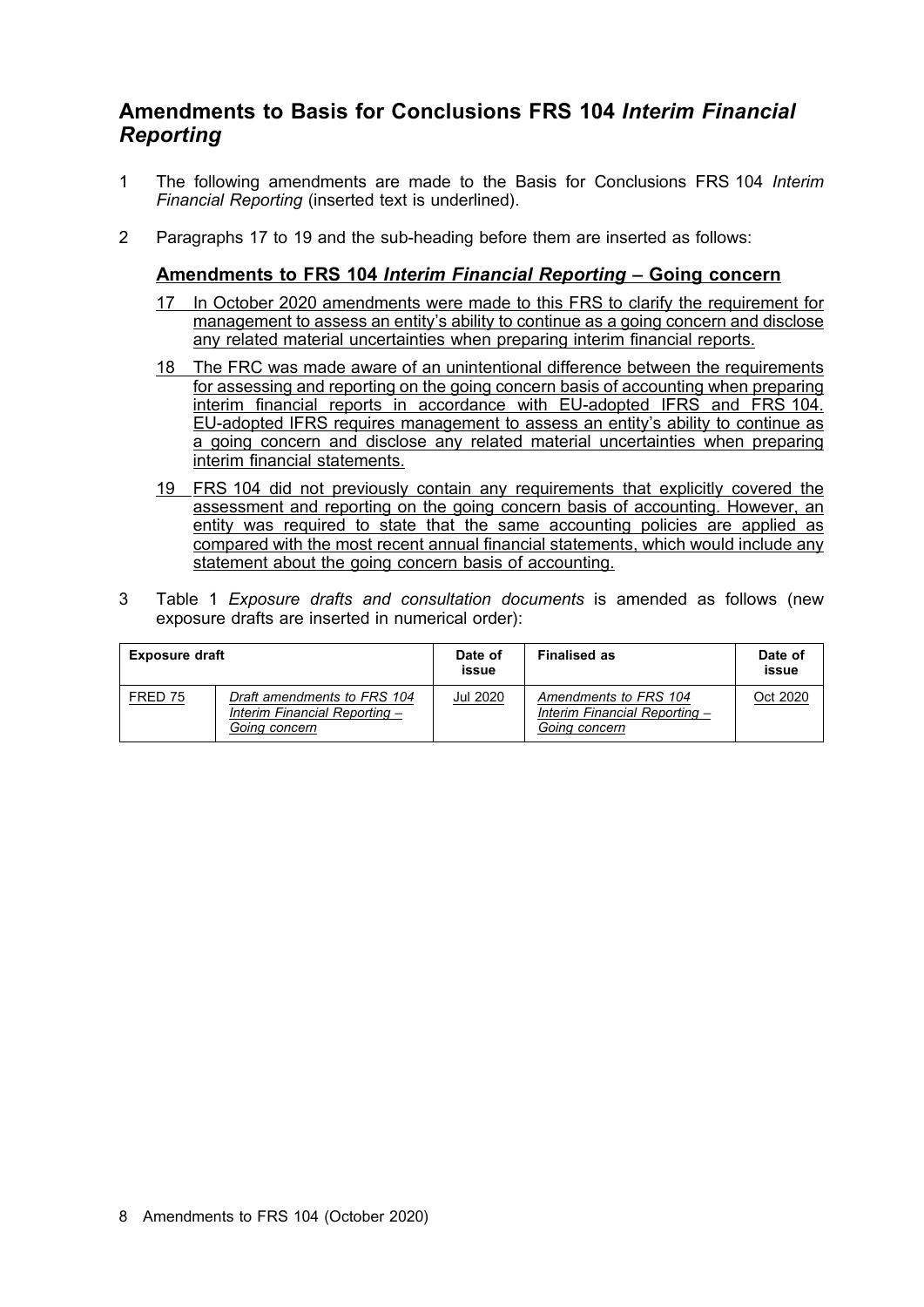## Amendments to Basis for Conclusions FRS 104 *Interim Financial Reporting*

1 The following amendments are made to the Basis for Conclusions FRS 104 *Interim Financial Reporting* (inserted text is underlined).

2 Paragraphs 17 to 19 and the sub-heading before them are inserted as follows:

### Amendments to FRS 104 *Interim Financial Reporting* – Going concern

17 In October 2020 amendments were made to this FRS to clarify the requirement for management to assess an entity's ability to continue as a going concern and disclose any related material uncertainties when preparing interim financial reports.

18 The FRC was made aware of an unintentional difference between the requirements for assessing and reporting on the going concern basis of accounting when preparing interim financial reports in accordance with EU-adopted IFRS and FRS 104. EU-adopted IFRS requires management to assess an entity's ability to continue as a going concern and disclose any related material uncertainties when preparing interim financial statements.

19 FRS 104 did not previously contain any requirements that explicitly covered the assessment and reporting on the going concern basis of accounting. However, an entity was required to state that the same accounting policies are applied as compared with the most recent annual financial statements, which would include any statement about the going concern basis of accounting.

3 Table 1 *Exposure drafts and consultation documents* is amended as follows (new exposure drafts are inserted in numerical order):

| Exposure draft | | Date of issue | Finalised as | Date of issue |
|---|---|---|---|---|
| FRED 75 | *Draft amendments to FRS 104 Interim Financial Reporting – Going concern* | Jul 2020 | *Amendments to FRS 104 Interim Financial Reporting – Going concern* | Oct 2020 |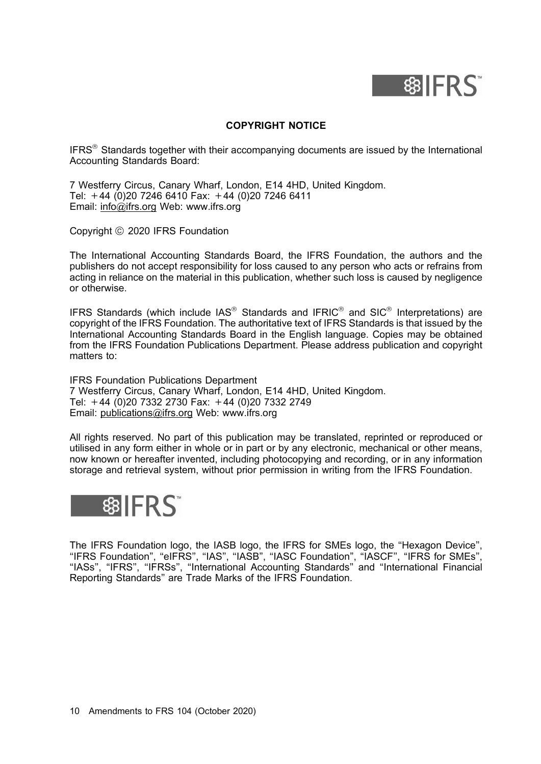## COPYRIGHT NOTICE

IFRS® Standards together with their accompanying documents are issued by the International Accounting Standards Board:

7 Westferry Circus, Canary Wharf, London, E14 4HD, United Kingdom.
Tel: +44 (0)20 7246 6410 Fax: +44 (0)20 7246 6411
Email: info@ifrs.org Web: www.ifrs.org

Copyright © 2020 IFRS Foundation

The International Accounting Standards Board, the IFRS Foundation, the authors and the publishers do not accept responsibility for loss caused to any person who acts or refrains from acting in reliance on the material in this publication, whether such loss is caused by negligence or otherwise.

IFRS Standards (which include IAS® Standards and IFRIC® and SIC® Interpretations) are copyright of the IFRS Foundation. The authoritative text of IFRS Standards is that issued by the International Accounting Standards Board in the English language. Copies may be obtained from the IFRS Foundation Publications Department. Please address publication and copyright matters to:

IFRS Foundation Publications Department
7 Westferry Circus, Canary Wharf, London, E14 4HD, United Kingdom.
Tel: +44 (0)20 7332 2730 Fax: +44 (0)20 7332 2749
Email: publications@ifrs.org Web: www.ifrs.org

All rights reserved. No part of this publication may be translated, reprinted or reproduced or utilised in any form either in whole or in part or by any electronic, mechanical or other means, now known or hereafter invented, including photocopying and recording, or in any information storage and retrieval system, without prior permission in writing from the IFRS Foundation.

The IFRS Foundation logo, the IASB logo, the IFRS for SMEs logo, the "Hexagon Device", "IFRS Foundation", "eIFRS", "IAS", "IASB", "IASC Foundation", "IASCF", "IFRS for SMEs", "IASs", "IFRS", "IFRSs", "International Accounting Standards" and "International Financial Reporting Standards" are Trade Marks of the IFRS Foundation.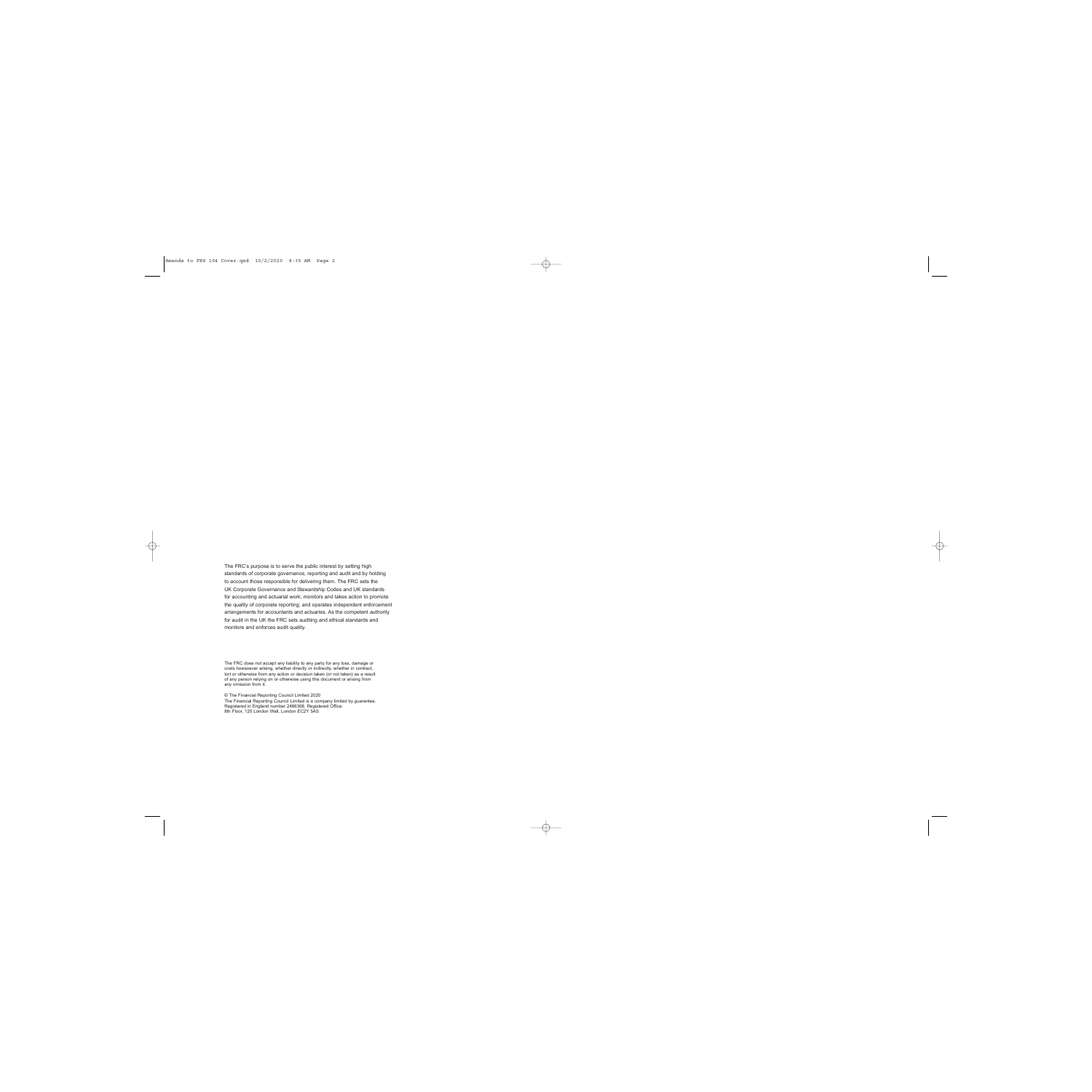The FRC's purpose is to serve the public interest by setting high standards of corporate governance, reporting and audit and by holding to account those responsible for delivering them. The FRC sets the UK Corporate Governance and Stewardship Codes and UK standards for accounting and actuarial work; monitors and takes action to promote the quality of corporate reporting; and operates independent enforcement arrangements for accountants and actuaries. As the competent authority for audit in the UK the FRC sets auditing and ethical standards and monitors and enforces audit quality.

The FRC does not accept any liability to any party for any loss, damage or costs howsoever arising, whether directly or indirectly, whether in contract, tort or otherwise from any action or decision taken (or not taken) as a result of any person relying on or otherwise using this document or arising from any omission from it.

© The Financial Reporting Council Limited 2020
The Financial Reporting Council Limited is a company limited by guarantee.
Registered in England number 2486368. Registered Office:
8th Floor, 125 London Wall, London EC2Y 5AS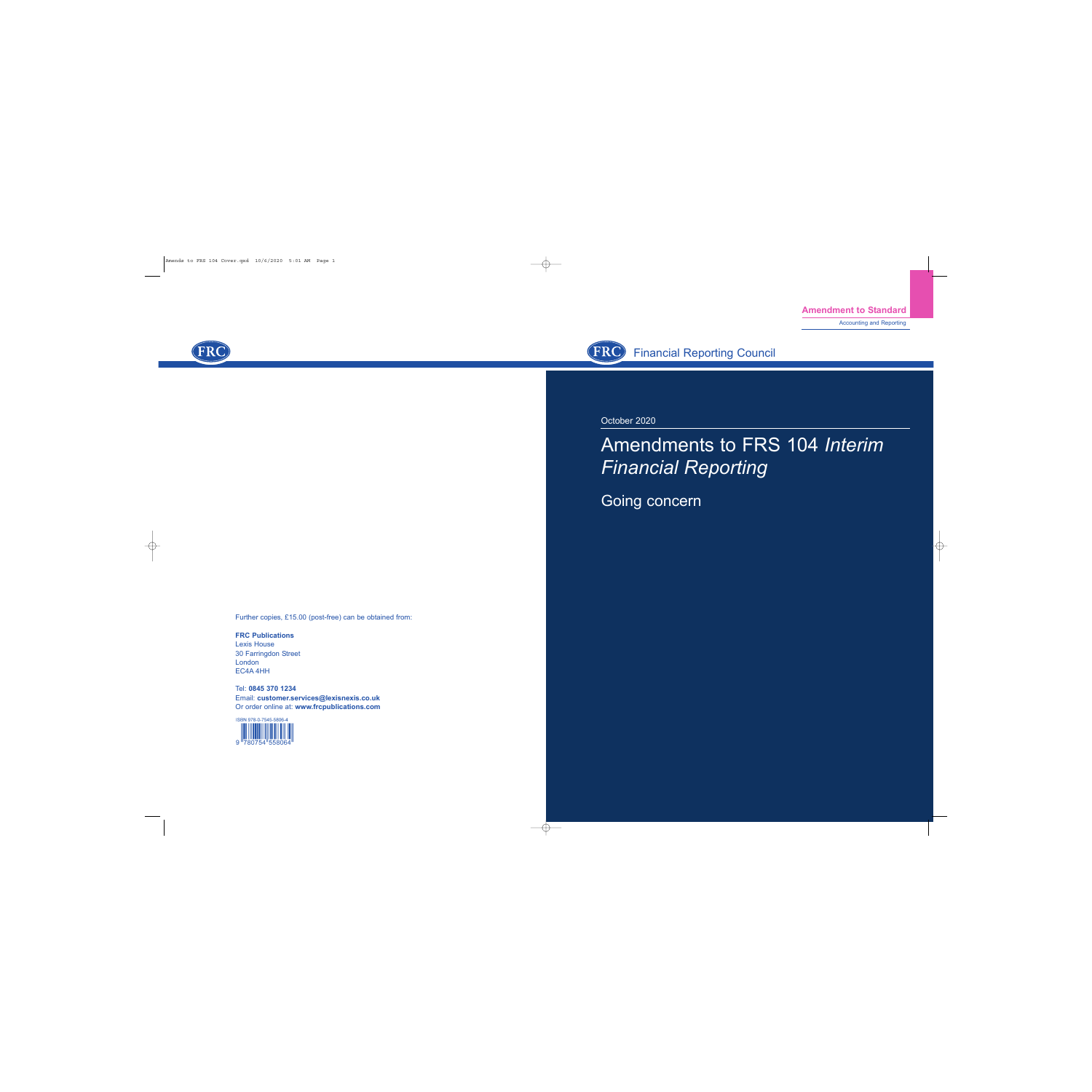Further copies, £15.00 (post-free) can be obtained from:

**FRC Publications**
Lexis House
30 Farringdon Street
London
EC4A 4HH

Tel: **0845 370 1234**
Email: **customer.services@lexisnexis.co.uk**
Or order online at: **www.frcpublications.com**

ISBN 978-0-7545-5806-4

**Amendment to Standard**

Accounting and Reporting

Financial Reporting Council

October 2020

# Amendments to FRS 104 *Interim Financial Reporting*

## Going concern